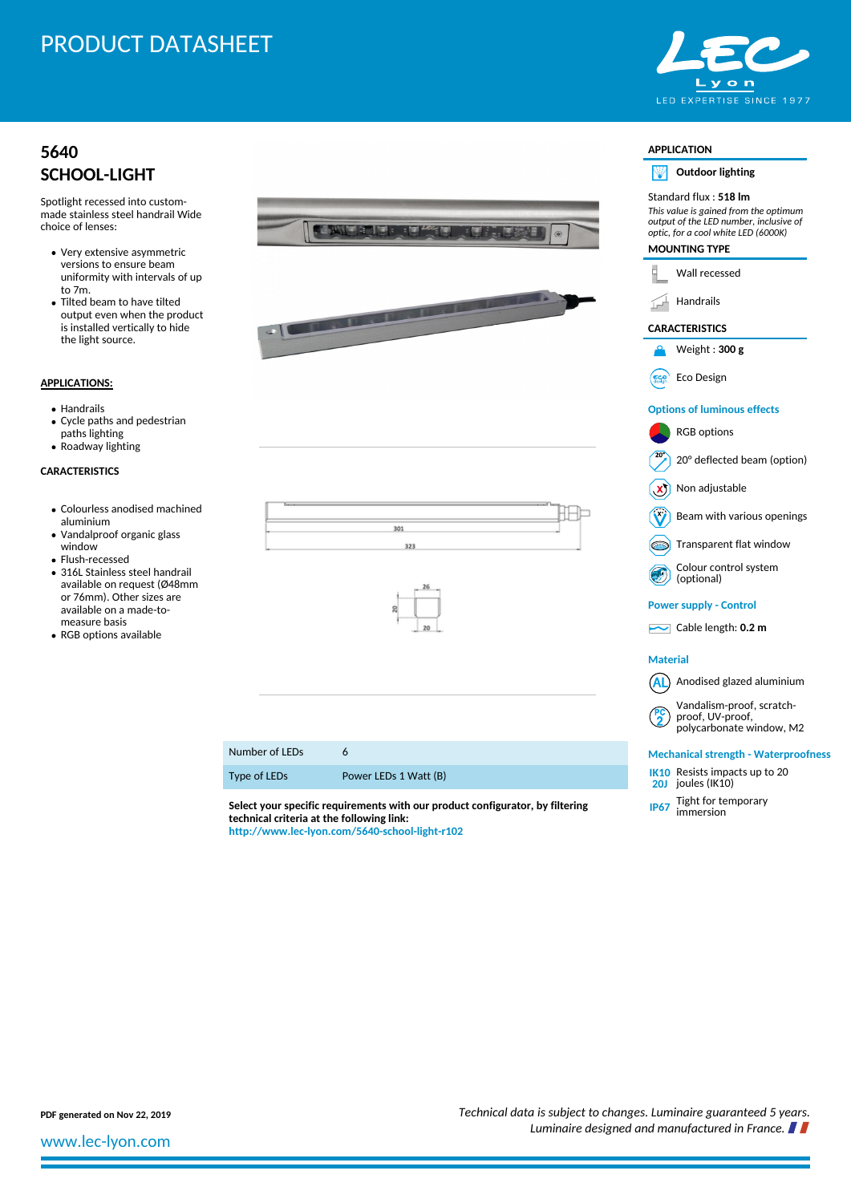# PRODUCT DATASHEET

## 5640
## SCHOOL-LIGHT

Spotlight recessed into custom-made stainless steel handrail Wide choice of lenses:

- Very extensive asymmetric versions to ensure beam uniformity with intervals of up to 7m.
- Tilted beam to have tilted output even when the product is installed vertically to hide the light source.

**APPLICATIONS:**

- Handrails
- Cycle paths and pedestrian paths lighting
- Roadway lighting

**CARACTERISTICS**

- Colourless anodised machined aluminium
- Vandalproof organic glass window
- Flush-recessed
- 316L Stainless steel handrail available on request (Ø48mm or 76mm). Other sizes are available on a made-to-measure basis
- RGB options available

| Number of LEDs | 6 |
|---|---|
| Type of LEDs | Power LEDs 1 Watt (B) |

**Select your specific requirements with our product configurator, by filtering technical criteria at the following link:**
http://www.lec-lyon.com/5640-school-light-r102

**APPLICATION**

**Outdoor lighting**

Standard flux : **518 lm**

*This value is gained from the optimum output of the LED number, inclusive of optic, for a cool white LED (6000K)*

**MOUNTING TYPE**

- Wall recessed
- Handrails

**CARACTERISTICS**

- Weight : **300 g**
- Eco Design

**Options of luminous effects**

- RGB options
- 20° deflected beam (option)
- Non adjustable
- Beam with various openings
- Transparent flat window
- Colour control system (optional)

**Power supply - Control**

- Cable length: **0.2 m**

**Material**

- Anodised glazed aluminium
- Vandalism-proof, scratch-proof, UV-proof, polycarbonate window, M2

**Mechanical strength - Waterproofness**

- IK10 20J — Resists impacts up to 20 joules (IK10)
- IP67 — Tight for temporary immersion

**PDF generated on Nov 22, 2019**

*Technical data is subject to changes. Luminaire guaranteed 5 years. Luminaire designed and manufactured in France.*

www.lec-lyon.com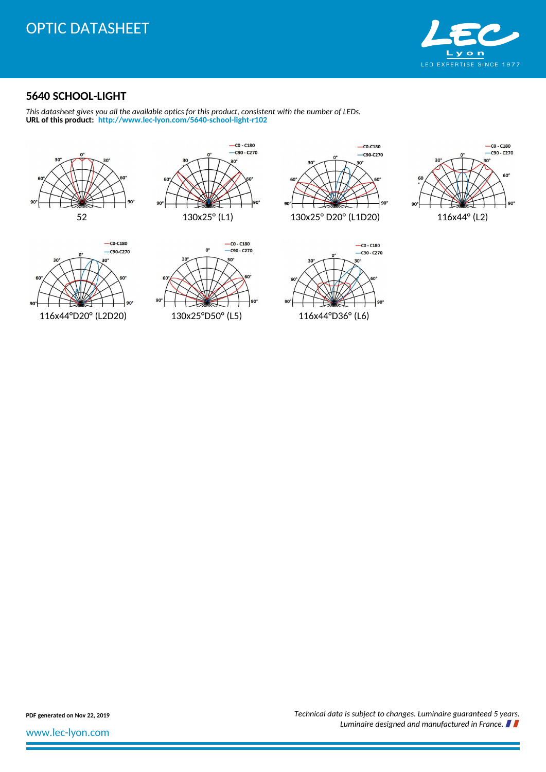OPTIC DATASHEET

## 5640 SCHOOL-LIGHT

*This datasheet gives you all the available optics for this product, consistent with the number of LEDs.*
**URL of this product:** **http://www.lec-lyon.com/5640-school-light-r102**

52

130x25° (L1)

130x25° D20° (L1D20)

116x44° (L2)

116x44°D20° (L2D20)

130x25°D50° (L5)

116x44°D36° (L6)

**PDF generated on Nov 22, 2019**

www.lec-lyon.com

*Technical data is subject to changes. Luminaire guaranteed 5 years.*
*Luminaire designed and manufactured in France.*